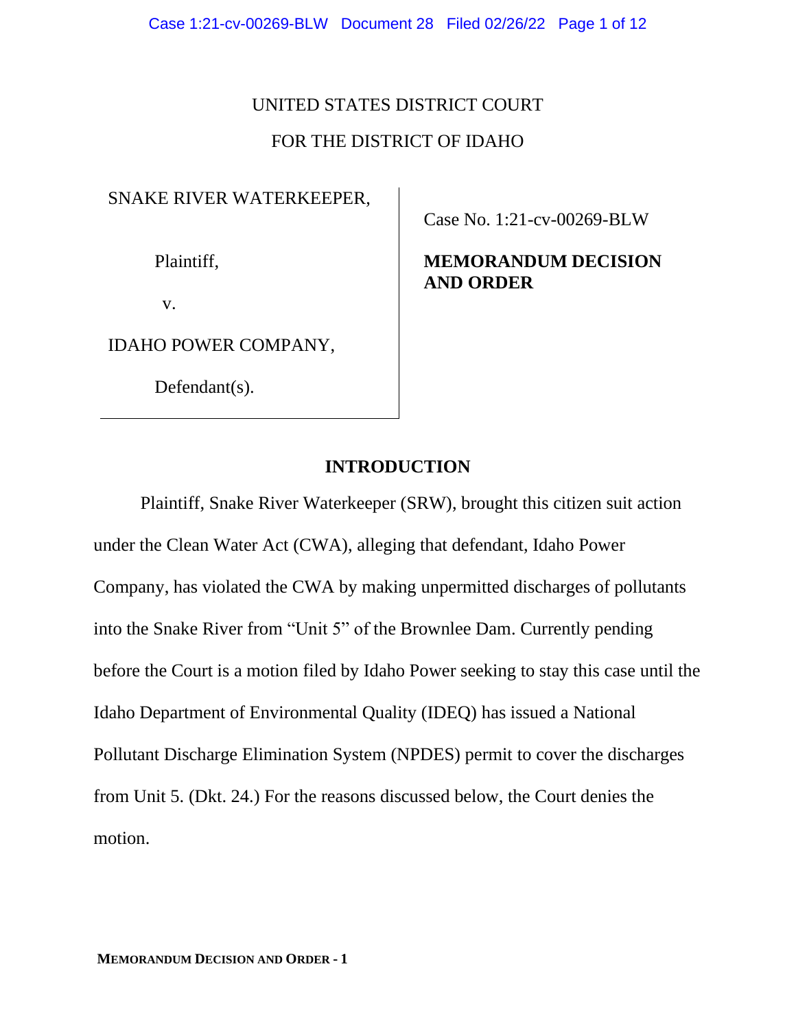UNITED STATES DISTRICT COURT

FOR THE DISTRICT OF IDAHO

| | |
|---|---|
| SNAKE RIVER WATERKEEPER,<br><br>Plaintiff,<br><br>v.<br><br>IDAHO POWER COMPANY,<br><br>Defendant(s). | Case No. 1:21-cv-00269-BLW<br><br>**MEMORANDUM DECISION AND ORDER** |

## INTRODUCTION

Plaintiff, Snake River Waterkeeper (SRW), brought this citizen suit action under the Clean Water Act (CWA), alleging that defendant, Idaho Power Company, has violated the CWA by making unpermitted discharges of pollutants into the Snake River from "Unit 5" of the Brownlee Dam. Currently pending before the Court is a motion filed by Idaho Power seeking to stay this case until the Idaho Department of Environmental Quality (IDEQ) has issued a National Pollutant Discharge Elimination System (NPDES) permit to cover the discharges from Unit 5. (Dkt. 24.) For the reasons discussed below, the Court denies the motion.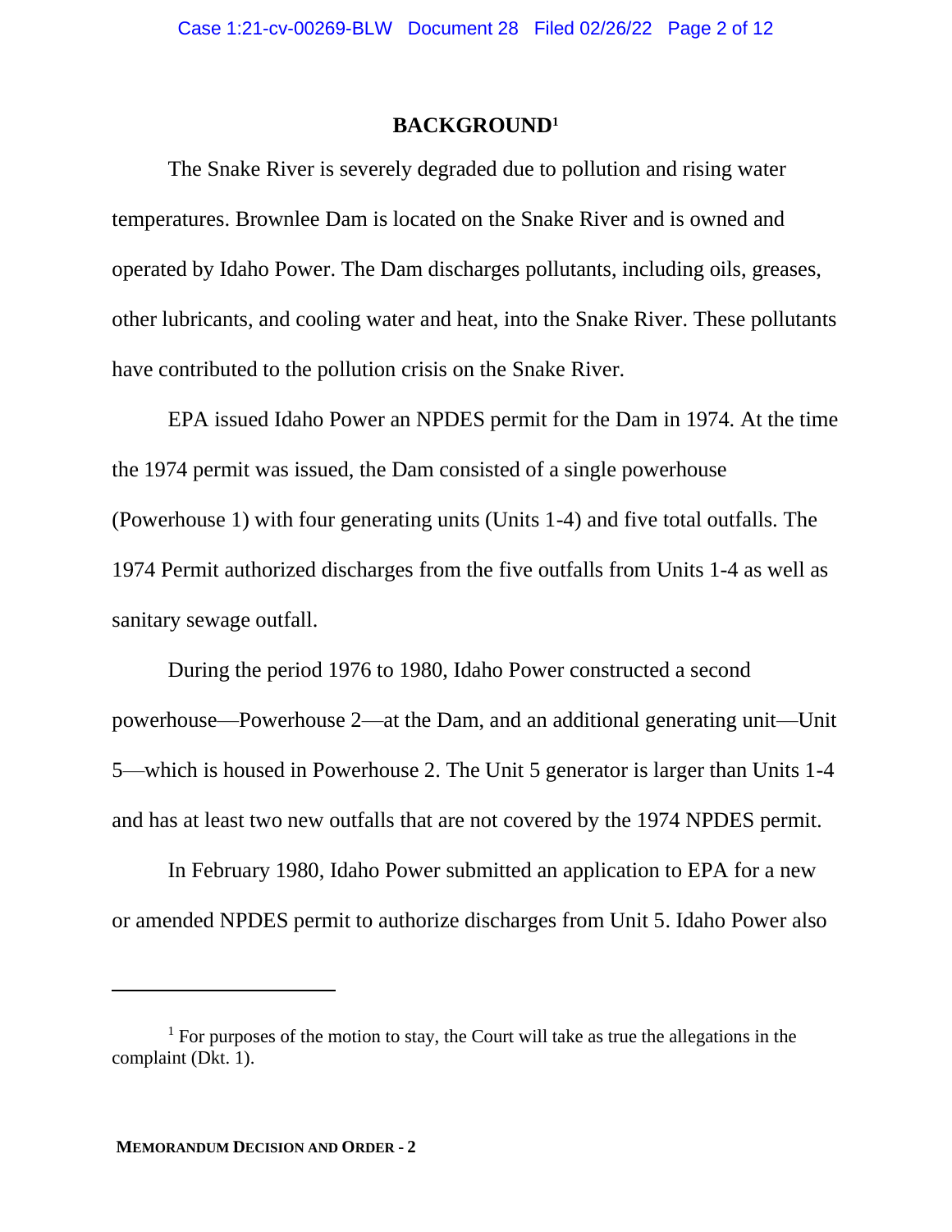## BACKGROUND[1]

The Snake River is severely degraded due to pollution and rising water temperatures. Brownlee Dam is located on the Snake River and is owned and operated by Idaho Power. The Dam discharges pollutants, including oils, greases, other lubricants, and cooling water and heat, into the Snake River. These pollutants have contributed to the pollution crisis on the Snake River.

EPA issued Idaho Power an NPDES permit for the Dam in 1974. At the time the 1974 permit was issued, the Dam consisted of a single powerhouse (Powerhouse 1) with four generating units (Units 1-4) and five total outfalls. The 1974 Permit authorized discharges from the five outfalls from Units 1-4 as well as sanitary sewage outfall.

During the period 1976 to 1980, Idaho Power constructed a second powerhouse—Powerhouse 2—at the Dam, and an additional generating unit—Unit 5—which is housed in Powerhouse 2. The Unit 5 generator is larger than Units 1-4 and has at least two new outfalls that are not covered by the 1974 NPDES permit.

In February 1980, Idaho Power submitted an application to EPA for a new or amended NPDES permit to authorize discharges from Unit 5. Idaho Power also

---

[1] For purposes of the motion to stay, the Court will take as true the allegations in the complaint (Dkt. 1).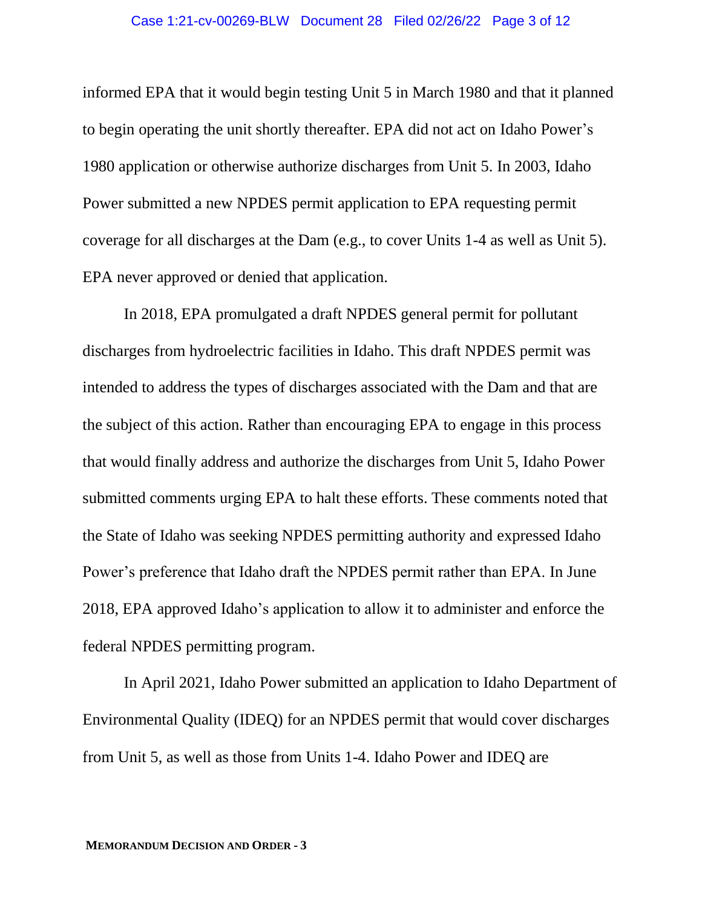informed EPA that it would begin testing Unit 5 in March 1980 and that it planned to begin operating the unit shortly thereafter. EPA did not act on Idaho Power's 1980 application or otherwise authorize discharges from Unit 5. In 2003, Idaho Power submitted a new NPDES permit application to EPA requesting permit coverage for all discharges at the Dam (e.g., to cover Units 1-4 as well as Unit 5). EPA never approved or denied that application.

In 2018, EPA promulgated a draft NPDES general permit for pollutant discharges from hydroelectric facilities in Idaho. This draft NPDES permit was intended to address the types of discharges associated with the Dam and that are the subject of this action. Rather than encouraging EPA to engage in this process that would finally address and authorize the discharges from Unit 5, Idaho Power submitted comments urging EPA to halt these efforts. These comments noted that the State of Idaho was seeking NPDES permitting authority and expressed Idaho Power's preference that Idaho draft the NPDES permit rather than EPA. In June 2018, EPA approved Idaho's application to allow it to administer and enforce the federal NPDES permitting program.

In April 2021, Idaho Power submitted an application to Idaho Department of Environmental Quality (IDEQ) for an NPDES permit that would cover discharges from Unit 5, as well as those from Units 1-4. Idaho Power and IDEQ are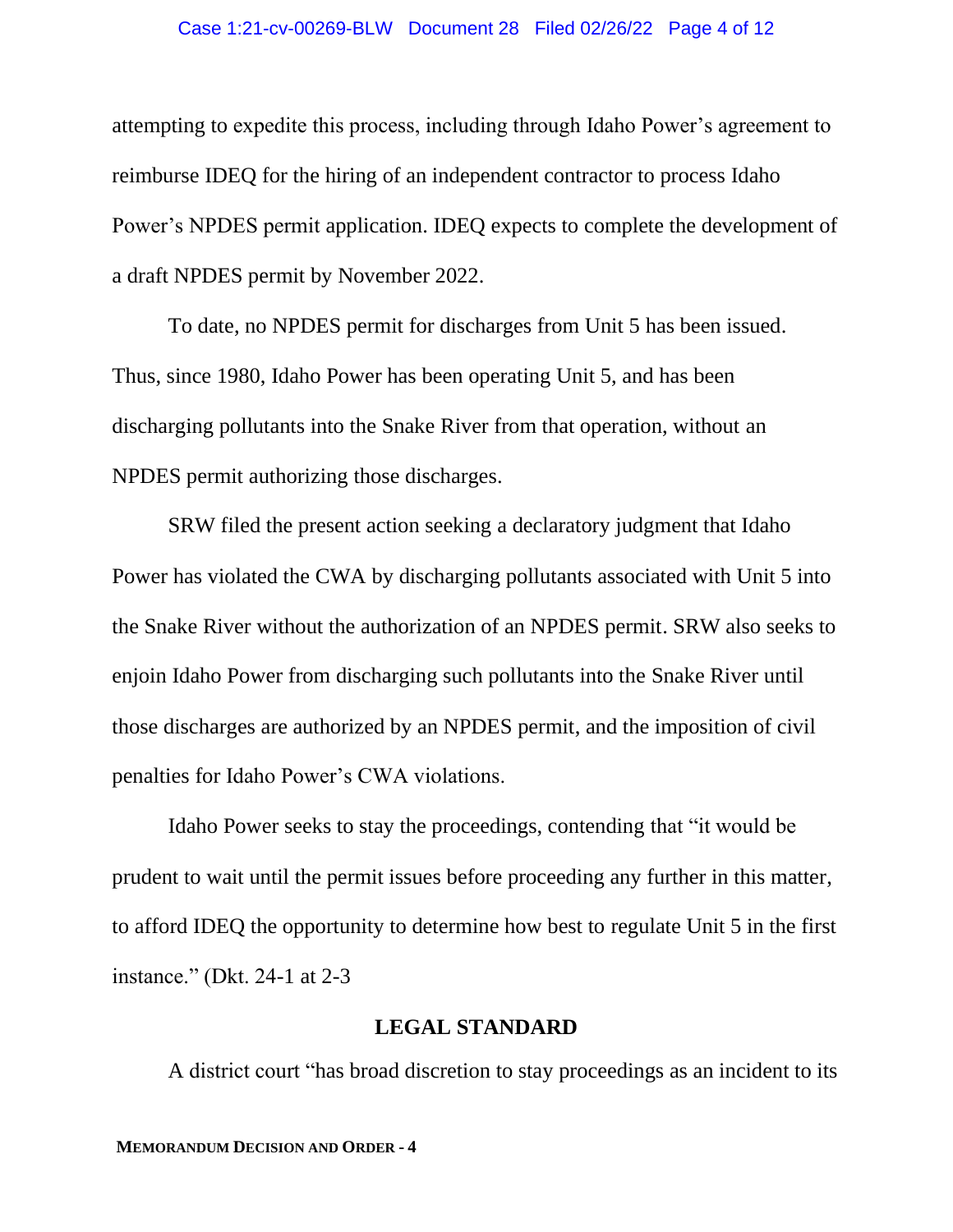attempting to expedite this process, including through Idaho Power's agreement to reimburse IDEQ for the hiring of an independent contractor to process Idaho Power's NPDES permit application. IDEQ expects to complete the development of a draft NPDES permit by November 2022.

To date, no NPDES permit for discharges from Unit 5 has been issued. Thus, since 1980, Idaho Power has been operating Unit 5, and has been discharging pollutants into the Snake River from that operation, without an NPDES permit authorizing those discharges.

SRW filed the present action seeking a declaratory judgment that Idaho Power has violated the CWA by discharging pollutants associated with Unit 5 into the Snake River without the authorization of an NPDES permit. SRW also seeks to enjoin Idaho Power from discharging such pollutants into the Snake River until those discharges are authorized by an NPDES permit, and the imposition of civil penalties for Idaho Power's CWA violations.

Idaho Power seeks to stay the proceedings, contending that "it would be prudent to wait until the permit issues before proceeding any further in this matter, to afford IDEQ the opportunity to determine how best to regulate Unit 5 in the first instance." (Dkt. 24-1 at 2-3

## LEGAL STANDARD

A district court "has broad discretion to stay proceedings as an incident to its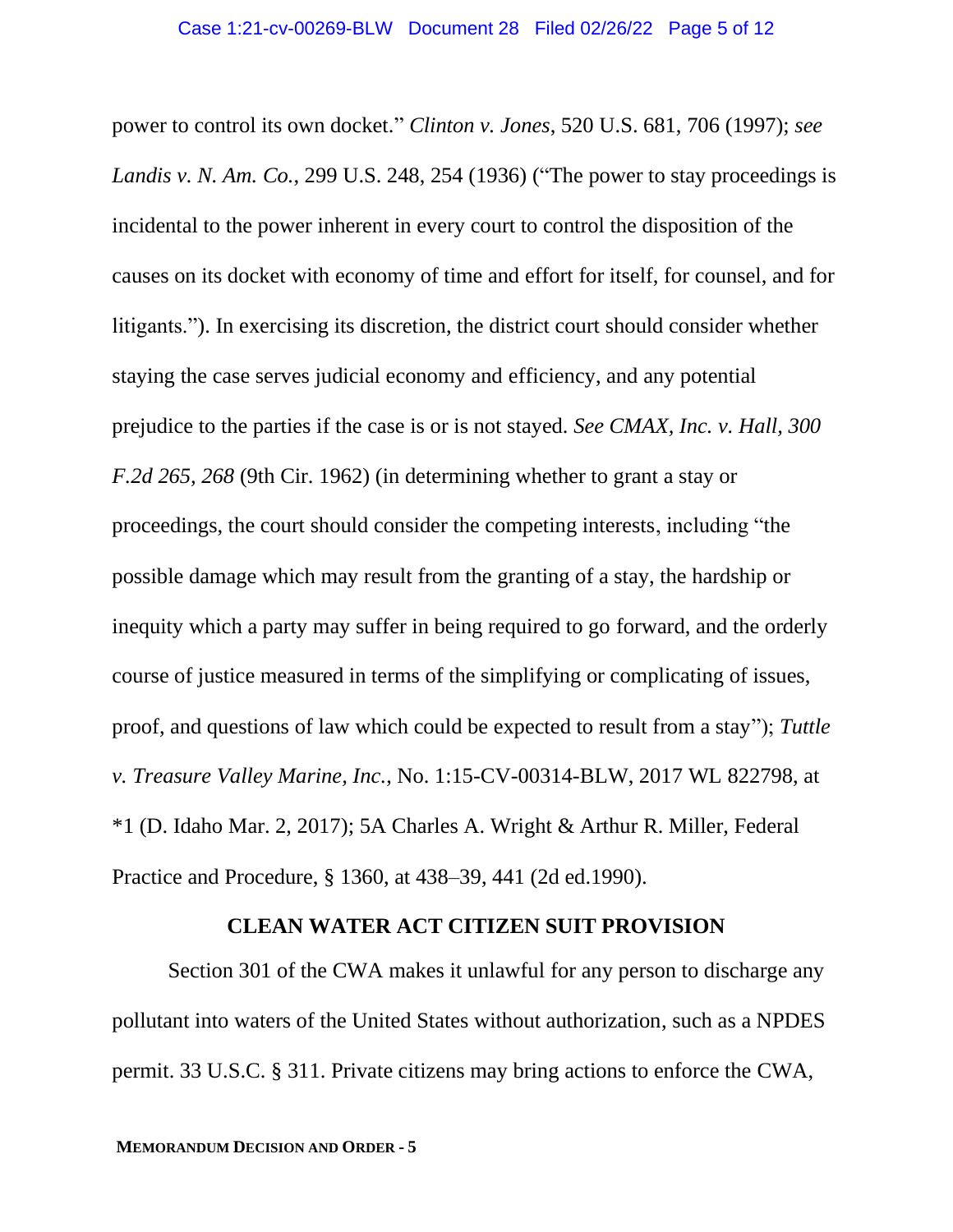power to control its own docket." *Clinton v. Jones*, 520 U.S. 681, 706 (1997); *see Landis v. N. Am. Co.*, 299 U.S. 248, 254 (1936) ("The power to stay proceedings is incidental to the power inherent in every court to control the disposition of the causes on its docket with economy of time and effort for itself, for counsel, and for litigants."). In exercising its discretion, the district court should consider whether staying the case serves judicial economy and efficiency, and any potential prejudice to the parties if the case is or is not stayed. *See CMAX, Inc. v. Hall, 300 F.2d 265, 268* (9th Cir. 1962) (in determining whether to grant a stay or proceedings, the court should consider the competing interests, including "the possible damage which may result from the granting of a stay, the hardship or inequity which a party may suffer in being required to go forward, and the orderly course of justice measured in terms of the simplifying or complicating of issues, proof, and questions of law which could be expected to result from a stay"); *Tuttle v. Treasure Valley Marine, Inc.*, No. 1:15-CV-00314-BLW, 2017 WL 822798, at *1 (D. Idaho Mar. 2, 2017); 5A Charles A. Wright & Arthur R. Miller, Federal Practice and Procedure, § 1360, at 438–39, 441 (2d ed.1990).

## CLEAN WATER ACT CITIZEN SUIT PROVISION

Section 301 of the CWA makes it unlawful for any person to discharge any pollutant into waters of the United States without authorization, such as a NPDES permit. 33 U.S.C. § 311. Private citizens may bring actions to enforce the CWA,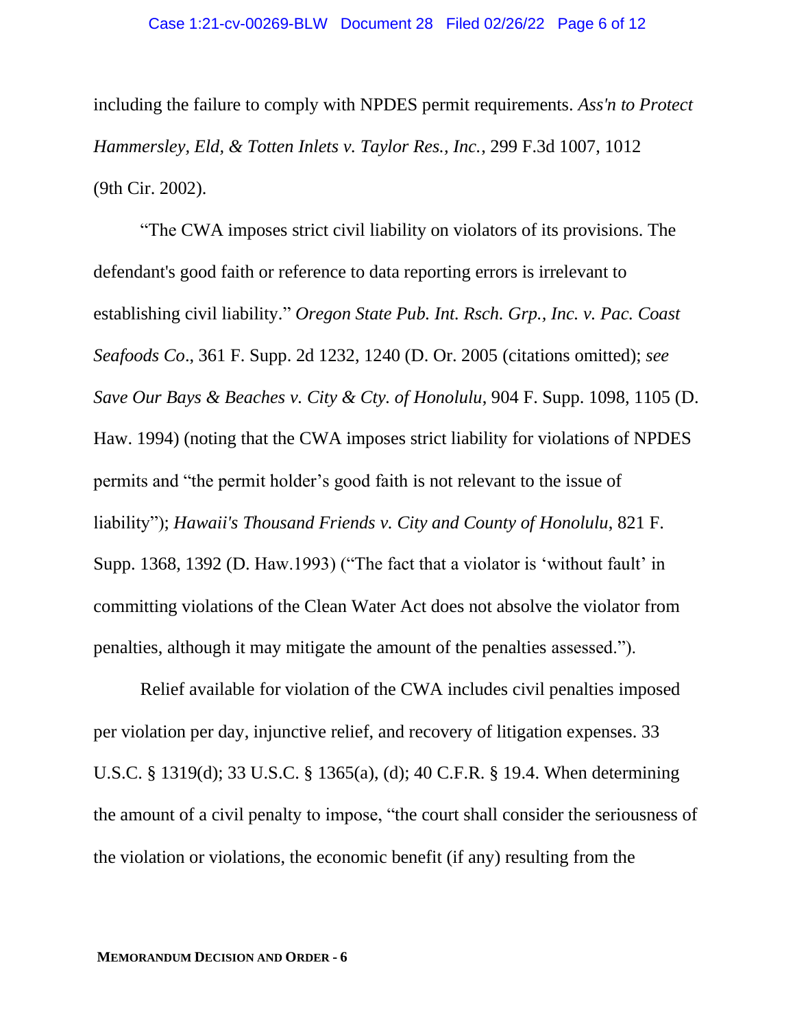including the failure to comply with NPDES permit requirements. *Ass'n to Protect Hammersley, Eld, & Totten Inlets v. Taylor Res., Inc.*, 299 F.3d 1007, 1012 (9th Cir. 2002).

"The CWA imposes strict civil liability on violators of its provisions. The defendant's good faith or reference to data reporting errors is irrelevant to establishing civil liability." *Oregon State Pub. Int. Rsch. Grp., Inc. v. Pac. Coast Seafoods Co*., 361 F. Supp. 2d 1232, 1240 (D. Or. 2005 (citations omitted); *see Save Our Bays & Beaches v. City & Cty. of Honolulu*, 904 F. Supp. 1098, 1105 (D. Haw. 1994) (noting that the CWA imposes strict liability for violations of NPDES permits and "the permit holder's good faith is not relevant to the issue of liability"); *Hawaii's Thousand Friends v. City and County of Honolulu*, 821 F. Supp. 1368, 1392 (D. Haw.1993) ("The fact that a violator is 'without fault' in committing violations of the Clean Water Act does not absolve the violator from penalties, although it may mitigate the amount of the penalties assessed.").

Relief available for violation of the CWA includes civil penalties imposed per violation per day, injunctive relief, and recovery of litigation expenses. 33 U.S.C. § 1319(d); 33 U.S.C. § 1365(a), (d); 40 C.F.R. § 19.4. When determining the amount of a civil penalty to impose, "the court shall consider the seriousness of the violation or violations, the economic benefit (if any) resulting from the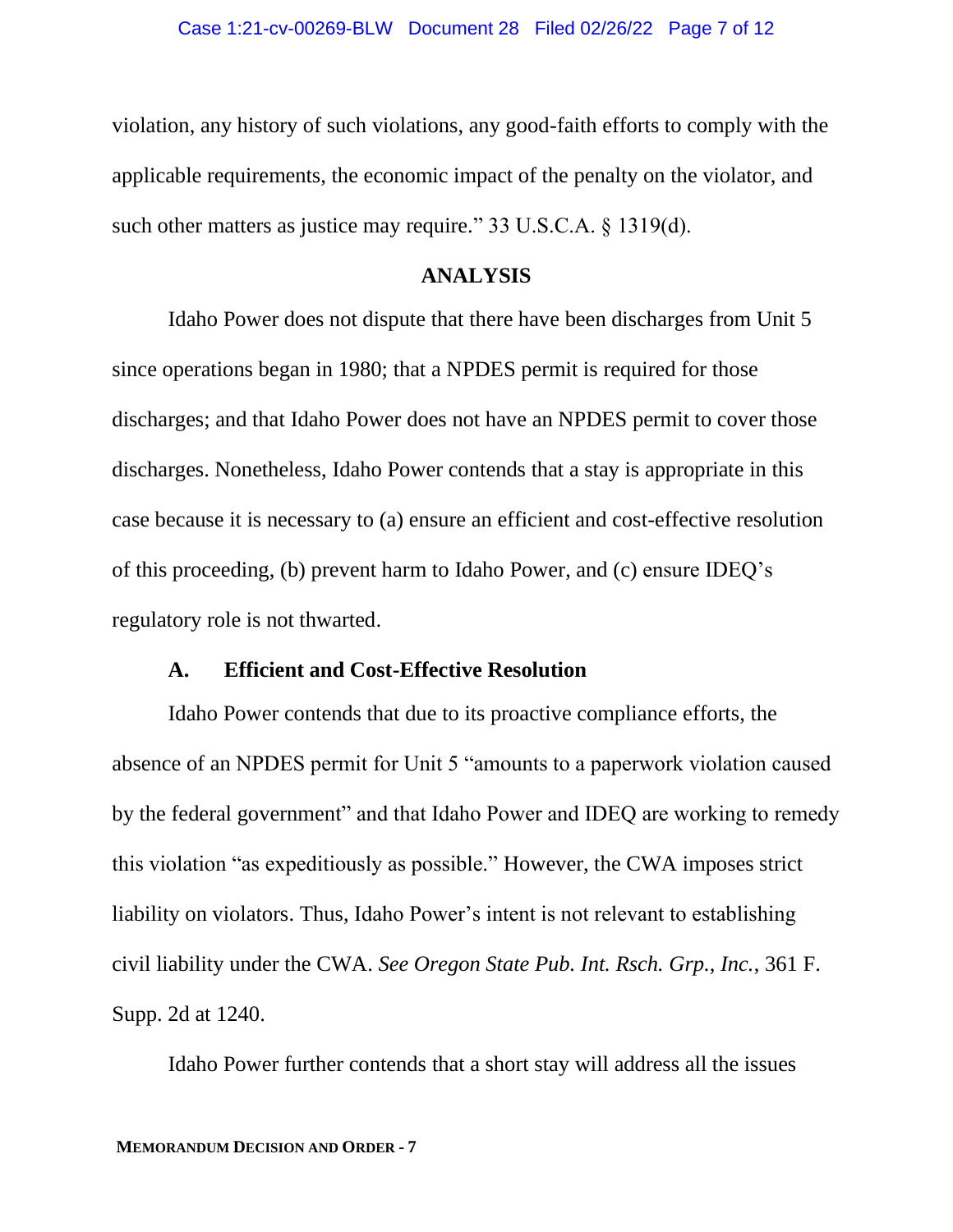violation, any history of such violations, any good-faith efforts to comply with the applicable requirements, the economic impact of the penalty on the violator, and such other matters as justice may require." 33 U.S.C.A. § 1319(d).

## ANALYSIS

Idaho Power does not dispute that there have been discharges from Unit 5 since operations began in 1980; that a NPDES permit is required for those discharges; and that Idaho Power does not have an NPDES permit to cover those discharges. Nonetheless, Idaho Power contends that a stay is appropriate in this case because it is necessary to (a) ensure an efficient and cost-effective resolution of this proceeding, (b) prevent harm to Idaho Power, and (c) ensure IDEQ's regulatory role is not thwarted.

### A. Efficient and Cost-Effective Resolution

Idaho Power contends that due to its proactive compliance efforts, the absence of an NPDES permit for Unit 5 "amounts to a paperwork violation caused by the federal government" and that Idaho Power and IDEQ are working to remedy this violation "as expeditiously as possible." However, the CWA imposes strict liability on violators. Thus, Idaho Power's intent is not relevant to establishing civil liability under the CWA. *See Oregon State Pub. Int. Rsch. Grp., Inc.*, 361 F. Supp. 2d at 1240.

Idaho Power further contends that a short stay will address all the issues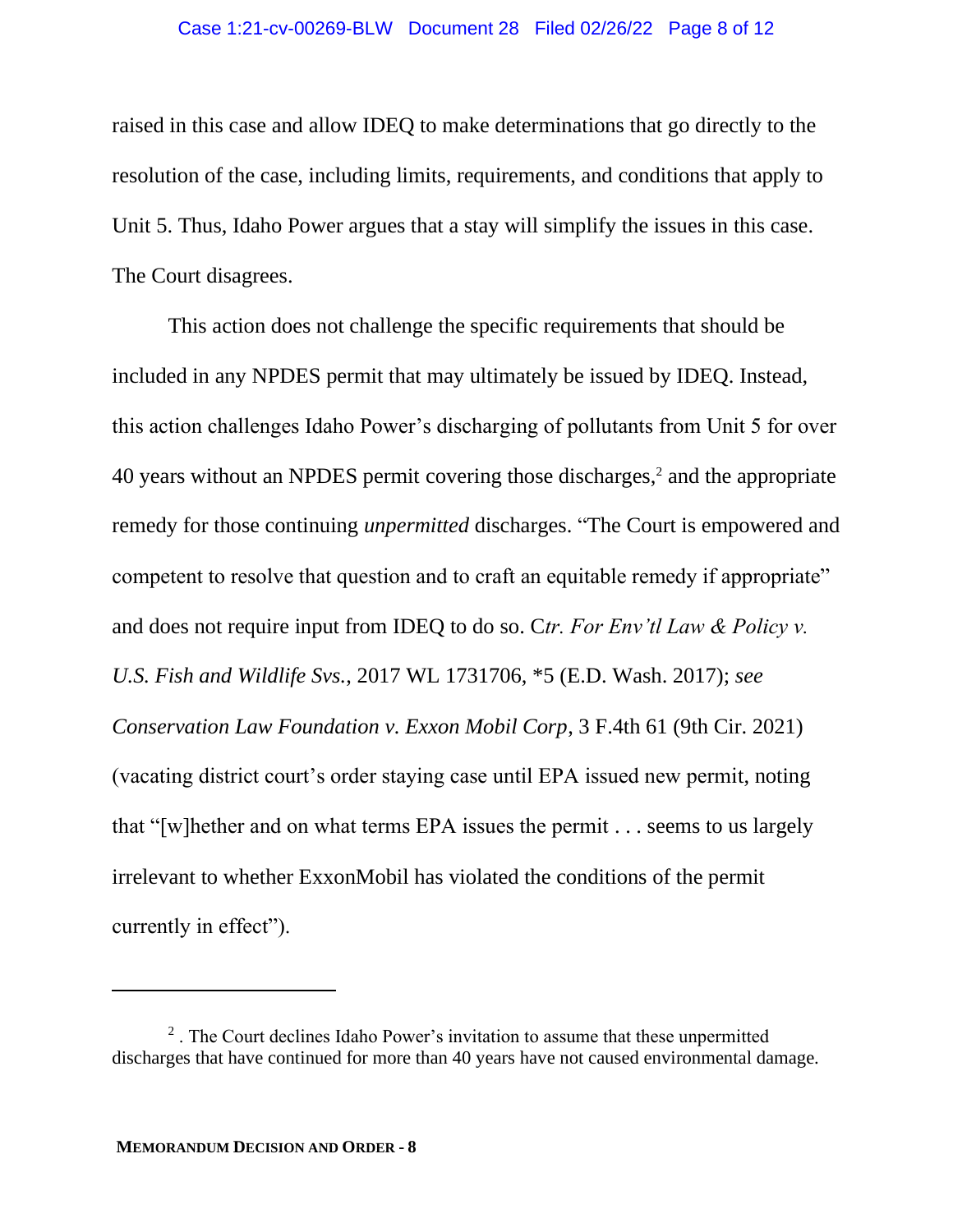raised in this case and allow IDEQ to make determinations that go directly to the resolution of the case, including limits, requirements, and conditions that apply to Unit 5. Thus, Idaho Power argues that a stay will simplify the issues in this case. The Court disagrees.

This action does not challenge the specific requirements that should be included in any NPDES permit that may ultimately be issued by IDEQ. Instead, this action challenges Idaho Power's discharging of pollutants from Unit 5 for over 40 years without an NPDES permit covering those discharges,[2] and the appropriate remedy for those continuing *unpermitted* discharges. "The Court is empowered and competent to resolve that question and to craft an equitable remedy if appropriate" and does not require input from IDEQ to do so. C*tr. For Env'tl Law & Policy v. U.S. Fish and Wildlife Svs.*, 2017 WL 1731706, *5 (E.D. Wash. 2017); *see Conservation Law Foundation v. Exxon Mobil Corp*, 3 F.4th 61 (9th Cir. 2021) (vacating district court's order staying case until EPA issued new permit, noting that "[w]hether and on what terms EPA issues the permit . . . seems to us largely irrelevant to whether ExxonMobil has violated the conditions of the permit currently in effect").

---

[2] . The Court declines Idaho Power's invitation to assume that these unpermitted discharges that have continued for more than 40 years have not caused environmental damage.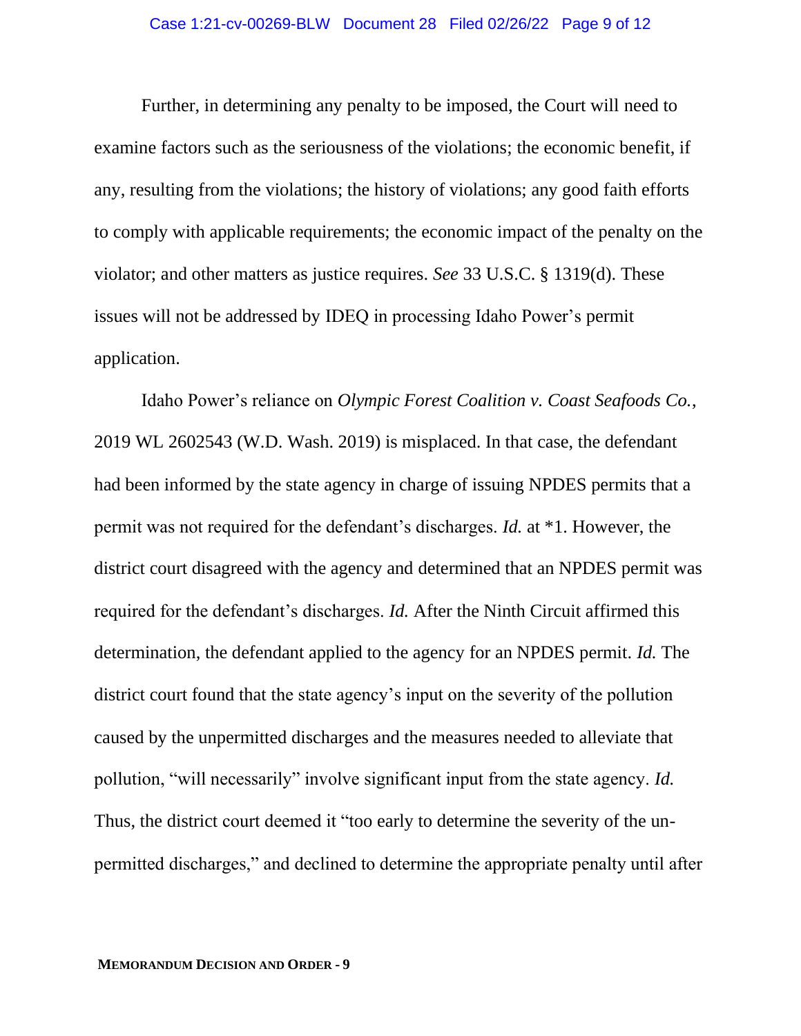Further, in determining any penalty to be imposed, the Court will need to examine factors such as the seriousness of the violations; the economic benefit, if any, resulting from the violations; the history of violations; any good faith efforts to comply with applicable requirements; the economic impact of the penalty on the violator; and other matters as justice requires. *See* 33 U.S.C. § 1319(d). These issues will not be addressed by IDEQ in processing Idaho Power's permit application.

Idaho Power's reliance on *Olympic Forest Coalition v. Coast Seafoods Co.*, 2019 WL 2602543 (W.D. Wash. 2019) is misplaced. In that case, the defendant had been informed by the state agency in charge of issuing NPDES permits that a permit was not required for the defendant's discharges. *Id.* at *1. However, the district court disagreed with the agency and determined that an NPDES permit was required for the defendant's discharges. *Id.* After the Ninth Circuit affirmed this determination, the defendant applied to the agency for an NPDES permit. *Id.* The district court found that the state agency's input on the severity of the pollution caused by the unpermitted discharges and the measures needed to alleviate that pollution, "will necessarily" involve significant input from the state agency. *Id.* Thus, the district court deemed it "too early to determine the severity of the un-permitted discharges," and declined to determine the appropriate penalty until after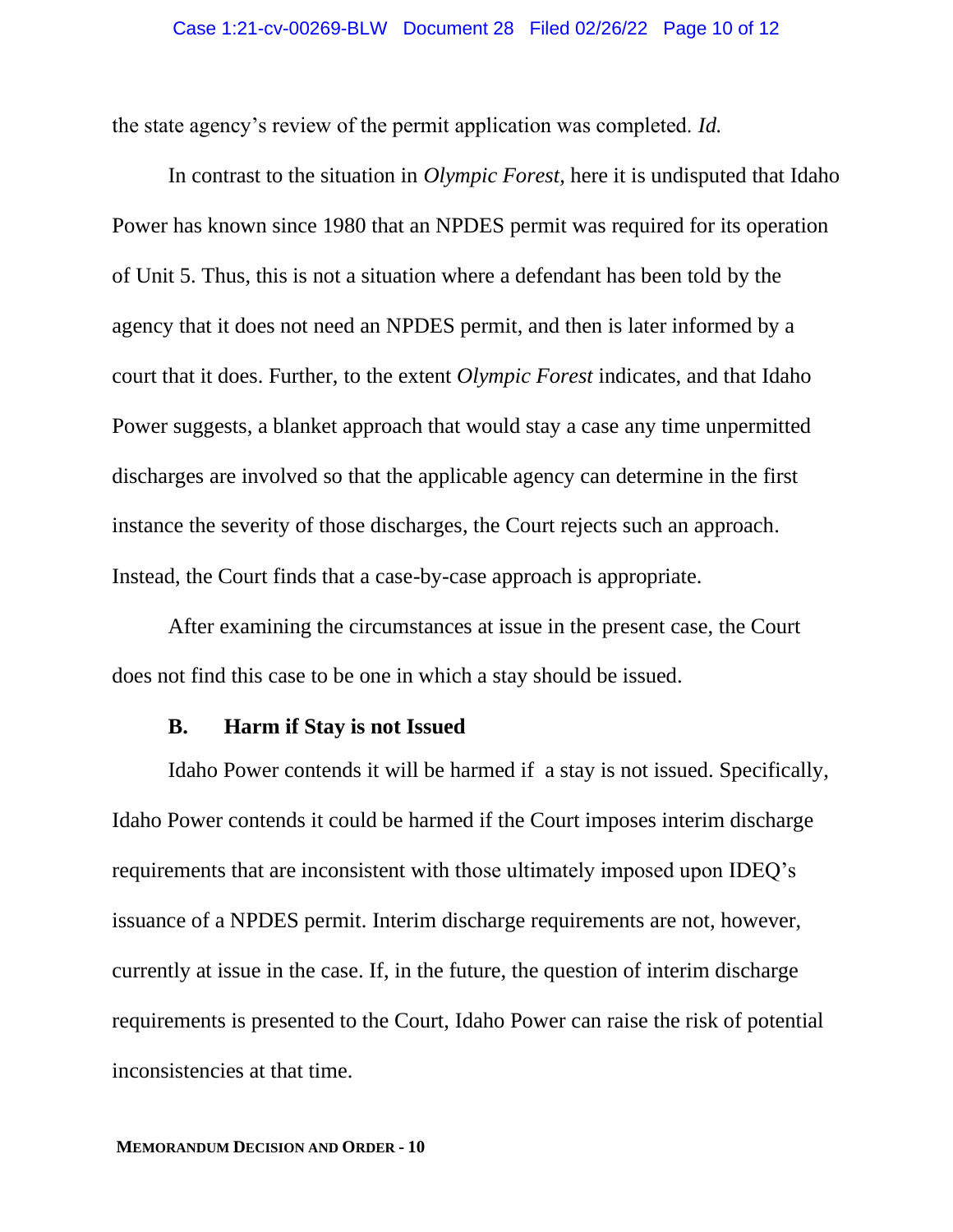the state agency's review of the permit application was completed. *Id.*

In contrast to the situation in *Olympic Forest*, here it is undisputed that Idaho Power has known since 1980 that an NPDES permit was required for its operation of Unit 5. Thus, this is not a situation where a defendant has been told by the agency that it does not need an NPDES permit, and then is later informed by a court that it does. Further, to the extent *Olympic Forest* indicates, and that Idaho Power suggests, a blanket approach that would stay a case any time unpermitted discharges are involved so that the applicable agency can determine in the first instance the severity of those discharges, the Court rejects such an approach. Instead, the Court finds that a case-by-case approach is appropriate.

After examining the circumstances at issue in the present case, the Court does not find this case to be one in which a stay should be issued.

### B. Harm if Stay is not Issued

Idaho Power contends it will be harmed if a stay is not issued. Specifically, Idaho Power contends it could be harmed if the Court imposes interim discharge requirements that are inconsistent with those ultimately imposed upon IDEQ's issuance of a NPDES permit. Interim discharge requirements are not, however, currently at issue in the case. If, in the future, the question of interim discharge requirements is presented to the Court, Idaho Power can raise the risk of potential inconsistencies at that time.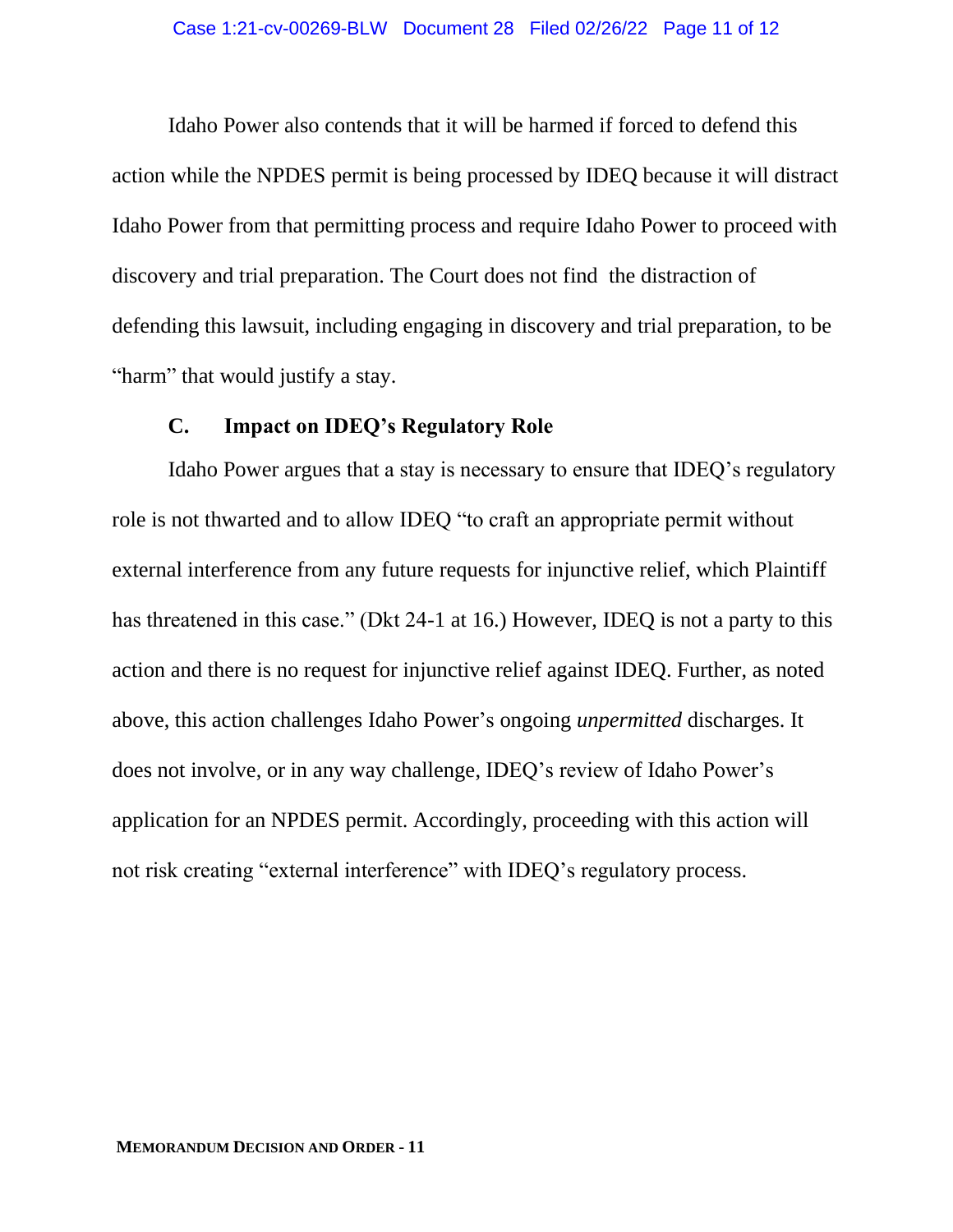Idaho Power also contends that it will be harmed if forced to defend this action while the NPDES permit is being processed by IDEQ because it will distract Idaho Power from that permitting process and require Idaho Power to proceed with discovery and trial preparation. The Court does not find the distraction of defending this lawsuit, including engaging in discovery and trial preparation, to be "harm" that would justify a stay.

### C. Impact on IDEQ's Regulatory Role

Idaho Power argues that a stay is necessary to ensure that IDEQ's regulatory role is not thwarted and to allow IDEQ "to craft an appropriate permit without external interference from any future requests for injunctive relief, which Plaintiff has threatened in this case." (Dkt 24-1 at 16.) However, IDEQ is not a party to this action and there is no request for injunctive relief against IDEQ. Further, as noted above, this action challenges Idaho Power's ongoing *unpermitted* discharges. It does not involve, or in any way challenge, IDEQ's review of Idaho Power's application for an NPDES permit. Accordingly, proceeding with this action will not risk creating "external interference" with IDEQ's regulatory process.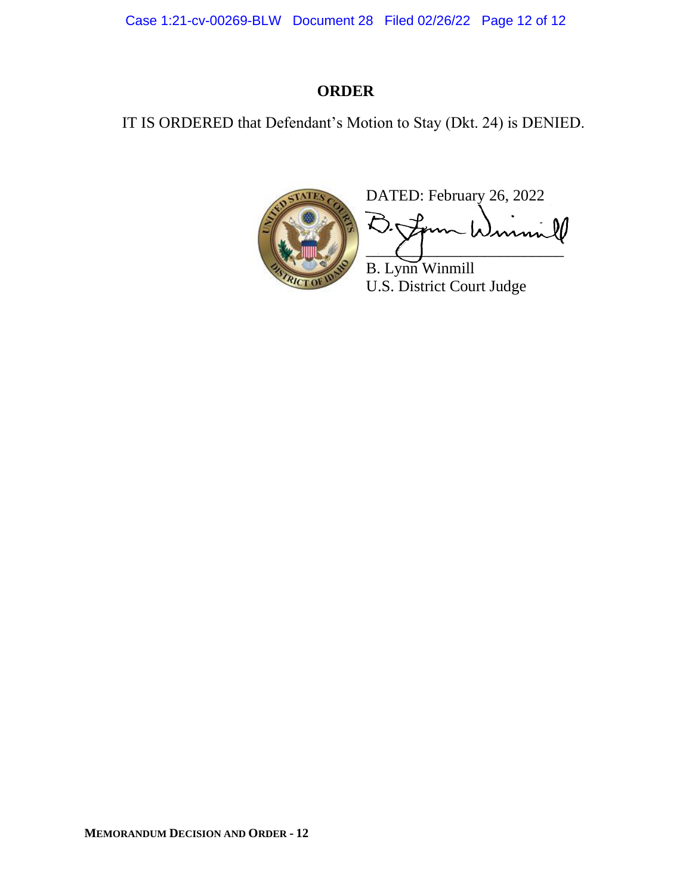## ORDER

IT IS ORDERED that Defendant's Motion to Stay (Dkt. 24) is DENIED.

DATED: February 26, 2022

B. Lynn Winmill
U.S. District Court Judge